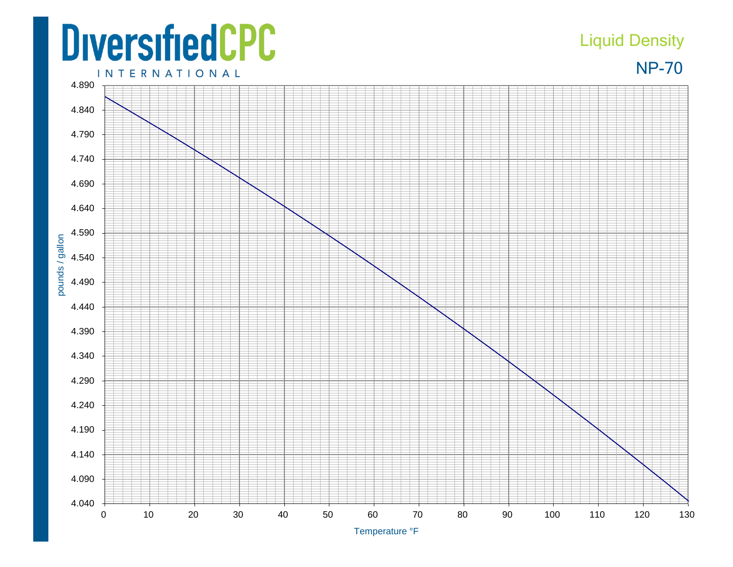DiversifiedCPC INTERNATIONAL

Liquid Density

NP-70

pounds / gallon

4.890
4.840
4.790
4.740
4.690
4.640
4.590
4.540
4.490
4.440
4.390
4.340
4.290
4.240
4.190
4.140
4.090
4.040

0 10 20 30 40 50 60 70 80 90 100 110 120 130

Temperature °F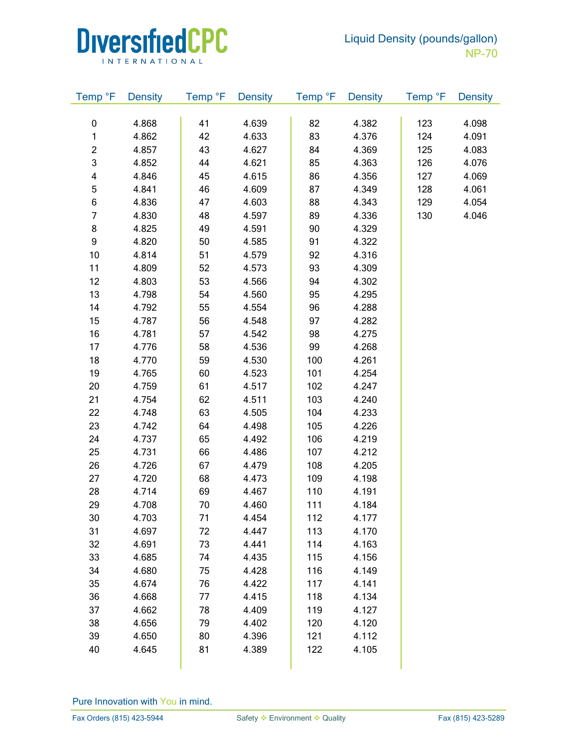DiversifiedCPC INTERNATIONAL

# Liquid Density (pounds/gallon)

## NP-70

| Temp °F | Density | Temp °F | Density | Temp °F | Density | Temp °F | Density |
|---|---|---|---|---|---|---|---|
| 0 | 4.868 | 41 | 4.639 | 82 | 4.382 | 123 | 4.098 |
| 1 | 4.862 | 42 | 4.633 | 83 | 4.376 | 124 | 4.091 |
| 2 | 4.857 | 43 | 4.627 | 84 | 4.369 | 125 | 4.083 |
| 3 | 4.852 | 44 | 4.621 | 85 | 4.363 | 126 | 4.076 |
| 4 | 4.846 | 45 | 4.615 | 86 | 4.356 | 127 | 4.069 |
| 5 | 4.841 | 46 | 4.609 | 87 | 4.349 | 128 | 4.061 |
| 6 | 4.836 | 47 | 4.603 | 88 | 4.343 | 129 | 4.054 |
| 7 | 4.830 | 48 | 4.597 | 89 | 4.336 | 130 | 4.046 |
| 8 | 4.825 | 49 | 4.591 | 90 | 4.329 | | |
| 9 | 4.820 | 50 | 4.585 | 91 | 4.322 | | |
| 10 | 4.814 | 51 | 4.579 | 92 | 4.316 | | |
| 11 | 4.809 | 52 | 4.573 | 93 | 4.309 | | |
| 12 | 4.803 | 53 | 4.566 | 94 | 4.302 | | |
| 13 | 4.798 | 54 | 4.560 | 95 | 4.295 | | |
| 14 | 4.792 | 55 | 4.554 | 96 | 4.288 | | |
| 15 | 4.787 | 56 | 4.548 | 97 | 4.282 | | |
| 16 | 4.781 | 57 | 4.542 | 98 | 4.275 | | |
| 17 | 4.776 | 58 | 4.536 | 99 | 4.268 | | |
| 18 | 4.770 | 59 | 4.530 | 100 | 4.261 | | |
| 19 | 4.765 | 60 | 4.523 | 101 | 4.254 | | |
| 20 | 4.759 | 61 | 4.517 | 102 | 4.247 | | |
| 21 | 4.754 | 62 | 4.511 | 103 | 4.240 | | |
| 22 | 4.748 | 63 | 4.505 | 104 | 4.233 | | |
| 23 | 4.742 | 64 | 4.498 | 105 | 4.226 | | |
| 24 | 4.737 | 65 | 4.492 | 106 | 4.219 | | |
| 25 | 4.731 | 66 | 4.486 | 107 | 4.212 | | |
| 26 | 4.726 | 67 | 4.479 | 108 | 4.205 | | |
| 27 | 4.720 | 68 | 4.473 | 109 | 4.198 | | |
| 28 | 4.714 | 69 | 4.467 | 110 | 4.191 | | |
| 29 | 4.708 | 70 | 4.460 | 111 | 4.184 | | |
| 30 | 4.703 | 71 | 4.454 | 112 | 4.177 | | |
| 31 | 4.697 | 72 | 4.447 | 113 | 4.170 | | |
| 32 | 4.691 | 73 | 4.441 | 114 | 4.163 | | |
| 33 | 4.685 | 74 | 4.435 | 115 | 4.156 | | |
| 34 | 4.680 | 75 | 4.428 | 116 | 4.149 | | |
| 35 | 4.674 | 76 | 4.422 | 117 | 4.141 | | |
| 36 | 4.668 | 77 | 4.415 | 118 | 4.134 | | |
| 37 | 4.662 | 78 | 4.409 | 119 | 4.127 | | |
| 38 | 4.656 | 79 | 4.402 | 120 | 4.120 | | |
| 39 | 4.650 | 80 | 4.396 | 121 | 4.112 | | |
| 40 | 4.645 | 81 | 4.389 | 122 | 4.105 | | |

Pure Innovation with You in mind.

Fax Orders (815) 423-5944 — Safety ❖ Environment ❖ Quality — Fax (815) 423-5289